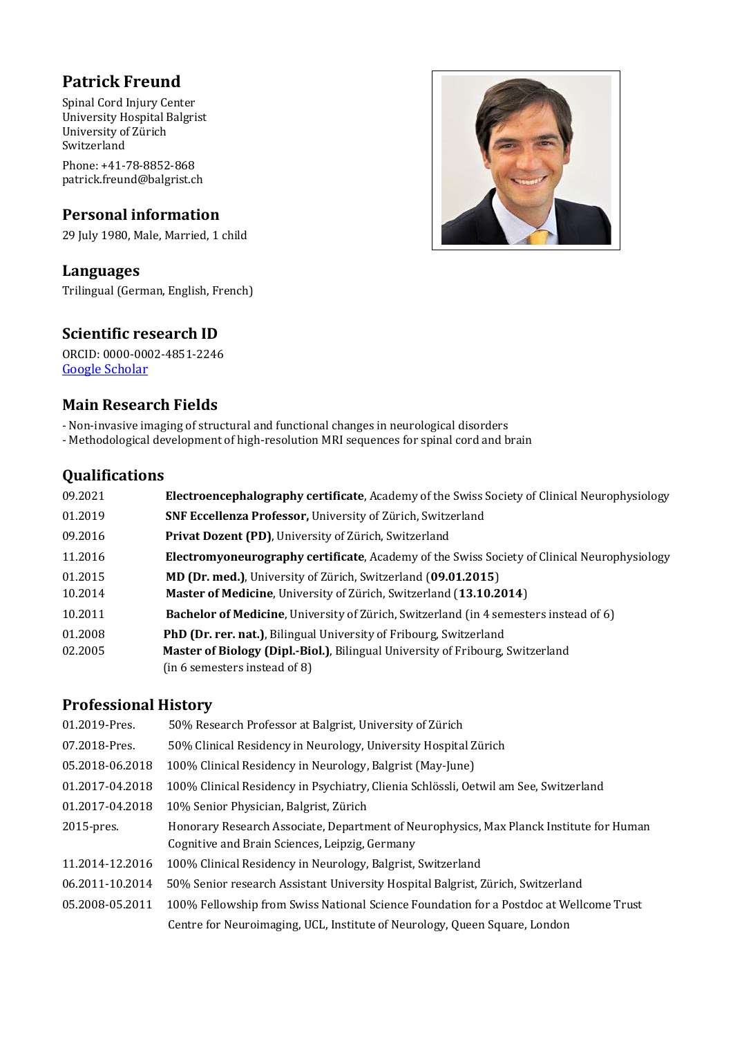# Patrick Freund

Spinal Cord Injury Center
University Hospital Balgrist
University of Zürich
Switzerland

Phone: +41-78-8852-868
patrick.freund@balgrist.ch

## Personal information

29 July 1980, Male, Married, 1 child

## Languages

Trilingual (German, English, French)

## Scientific research ID

ORCID: 0000-0002-4851-2246
[Google Scholar]

## Main Research Fields

- Non-invasive imaging of structural and functional changes in neurological disorders
- Methodological development of high-resolution MRI sequences for spinal cord and brain

## Qualifications

| | |
|---|---|
| 09.2021 | **Electroencephalography certificate**, Academy of the Swiss Society of Clinical Neurophysiology |
| 01.2019 | **SNF Eccellenza Professor,** University of Zürich, Switzerland |
| 09.2016 | **Privat Dozent (PD)**, University of Zürich, Switzerland |
| 11.2016 | **Electromyoneurography certificate**, Academy of the Swiss Society of Clinical Neurophysiology |
| 01.2015 | **MD (Dr. med.)**, University of Zürich, Switzerland (**09.01.2015**) |
| 10.2014 | **Master of Medicine**, University of Zürich, Switzerland (**13.10.2014**) |
| 10.2011 | **Bachelor of Medicine**, University of Zürich, Switzerland (in 4 semesters instead of 6) |
| 01.2008 | **PhD (Dr. rer. nat.)**, Bilingual University of Fribourg, Switzerland |
| 02.2005 | **Master of Biology (Dipl.-Biol.)**, Bilingual University of Fribourg, Switzerland (in 6 semesters instead of 8) |

## Professional History

| | |
|---|---|
| 01.2019-Pres. | 50% Research Professor at Balgrist, University of Zürich |
| 07.2018-Pres. | 50% Clinical Residency in Neurology, University Hospital Zürich |
| 05.2018-06.2018 | 100% Clinical Residency in Neurology, Balgrist (May-June) |
| 01.2017-04.2018 | 100% Clinical Residency in Psychiatry, Clienia Schlössli, Oetwil am See, Switzerland |
| 01.2017-04.2018 | 10% Senior Physician, Balgrist, Zürich |
| 2015-pres. | Honorary Research Associate, Department of Neurophysics, Max Planck Institute for Human Cognitive and Brain Sciences, Leipzig, Germany |
| 11.2014-12.2016 | 100% Clinical Residency in Neurology, Balgrist, Switzerland |
| 06.2011-10.2014 | 50% Senior research Assistant University Hospital Balgrist, Zürich, Switzerland |
| 05.2008-05.2011 | 100% Fellowship from Swiss National Science Foundation for a Postdoc at Wellcome Trust Centre for Neuroimaging, UCL, Institute of Neurology, Queen Square, London |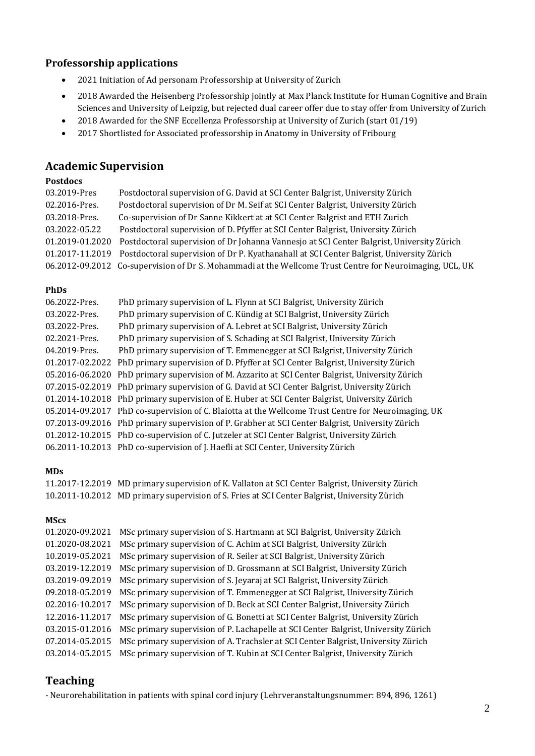### Professorship applications

- 2021 Initiation of Ad personam Professorship at University of Zurich
- 2018 Awarded the Heisenberg Professorship jointly at Max Planck Institute for Human Cognitive and Brain Sciences and University of Leipzig, but rejected dual career offer due to stay offer from University of Zurich
- 2018 Awarded for the SNF Eccellenza Professorship at University of Zurich (start 01/19)
- 2017 Shortlisted for Associated professorship in Anatomy in University of Fribourg

## Academic Supervision

**Postdocs**

03.2019-Pres Postdoctoral supervision of G. David at SCI Center Balgrist, University Zürich
02.2016-Pres. Postdoctoral supervision of Dr M. Seif at SCI Center Balgrist, University Zürich
03.2018-Pres. Co-supervision of Dr Sanne Kikkert at at SCI Center Balgrist and ETH Zurich
03.2022-05.22 Postdoctoral supervision of D. Pfyffer at SCI Center Balgrist, University Zürich
01.2019-01.2020 Postdoctoral supervision of Dr Johanna Vannesjo at SCI Center Balgrist, University Zürich
01.2017-11.2019 Postdoctoral supervision of Dr P. Kyathanahall at SCI Center Balgrist, University Zürich
06.2012-09.2012 Co-supervision of Dr S. Mohammadi at the Wellcome Trust Centre for Neuroimaging, UCL, UK

**PhDs**

06.2022-Pres. PhD primary supervision of L. Flynn at SCI Balgrist, University Zürich
03.2022-Pres. PhD primary supervision of C. Kündig at SCI Balgrist, University Zürich
03.2022-Pres. PhD primary supervision of A. Lebret at SCI Balgrist, University Zürich
02.2021-Pres. PhD primary supervision of S. Schading at SCI Balgrist, University Zürich
04.2019-Pres. PhD primary supervision of T. Emmenegger at SCI Balgrist, University Zürich
01.2017-02.2022 PhD primary supervision of D. Pfyffer at SCI Center Balgrist, University Zürich
05.2016-06.2020 PhD primary supervision of M. Azzarito at SCI Center Balgrist, University Zürich
07.2015-02.2019 PhD primary supervision of G. David at SCI Center Balgrist, University Zürich
01.2014-10.2018 PhD primary supervision of E. Huber at SCI Center Balgrist, University Zürich
05.2014-09.2017 PhD co-supervision of C. Blaiotta at the Wellcome Trust Centre for Neuroimaging, UK
07.2013-09.2016 PhD primary supervision of P. Grabher at SCI Center Balgrist, University Zürich
01.2012-10.2015 PhD co-supervision of C. Jutzeler at SCI Center Balgrist, University Zürich
06.2011-10.2013 PhD co-supervision of J. Haefli at SCI Center, University Zürich

**MDs**

11.2017-12.2019 MD primary supervision of K. Vallaton at SCI Center Balgrist, University Zürich
10.2011-10.2012 MD primary supervision of S. Fries at SCI Center Balgrist, University Zürich

**MScs**

01.2020-09.2021 MSc primary supervision of S. Hartmann at SCI Balgrist, University Zürich
01.2020-08.2021 MSc primary supervision of C. Achim at SCI Balgrist, University Zürich
10.2019-05.2021 MSc primary supervision of R. Seiler at SCI Balgrist, University Zürich
03.2019-12.2019 MSc primary supervision of D. Grossmann at SCI Balgrist, University Zürich
03.2019-09.2019 MSc primary supervision of S. Jeyaraj at SCI Balgrist, University Zürich
09.2018-05.2019 MSc primary supervision of T. Emmenegger at SCI Balgrist, University Zürich
02.2016-10.2017 MSc primary supervision of D. Beck at SCI Center Balgrist, University Zürich
12.2016-11.2017 MSc primary supervision of G. Bonetti at SCI Center Balgrist, University Zürich
03.2015-01.2016 MSc primary supervision of P. Lachapelle at SCI Center Balgrist, University Zürich
07.2014-05.2015 MSc primary supervision of A. Trachsler at SCI Center Balgrist, University Zürich
03.2014-05.2015 MSc primary supervision of T. Kubin at SCI Center Balgrist, University Zürich

## Teaching

- Neurorehabilitation in patients with spinal cord injury (Lehrveranstaltungsnummer: 894, 896, 1261)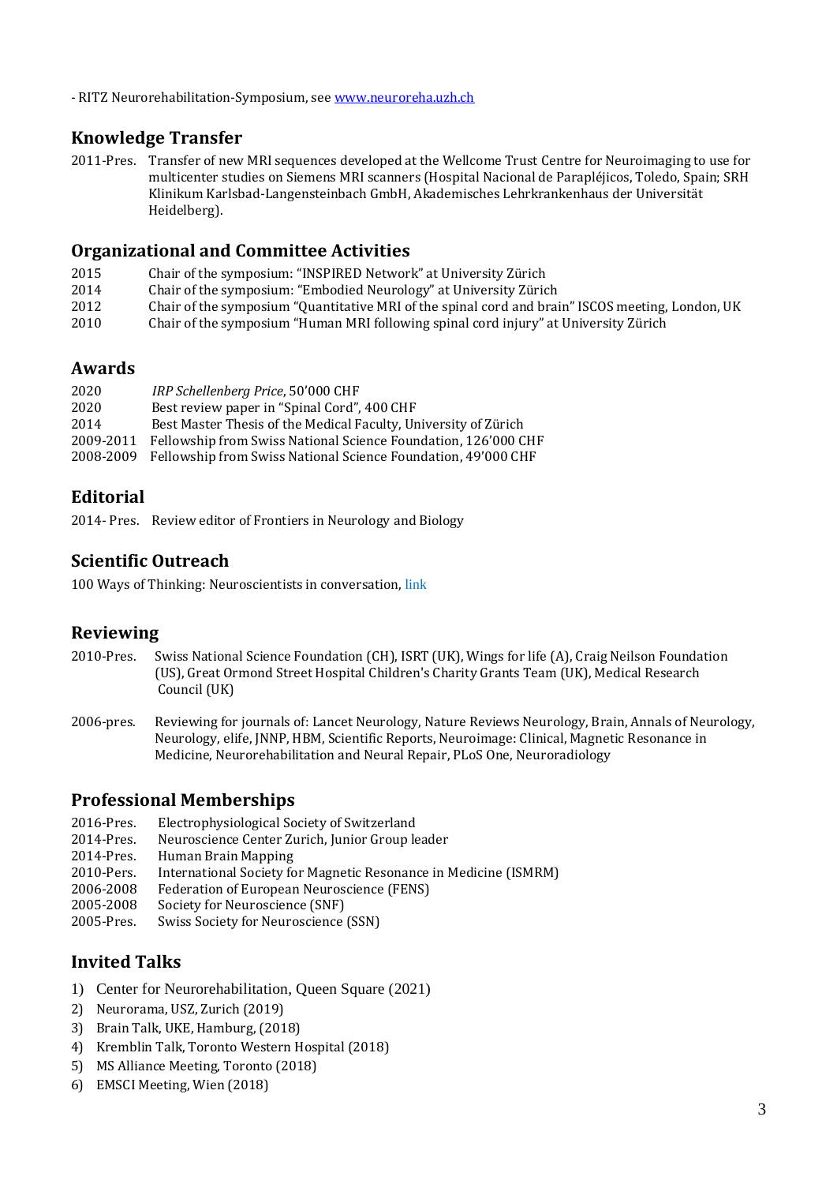- RITZ Neurorehabilitation-Symposium, see [www.neuroreha.uzh.ch](www.neuroreha.uzh.ch)

## Knowledge Transfer

2011-Pres. Transfer of new MRI sequences developed at the Wellcome Trust Centre for Neuroimaging to use for multicenter studies on Siemens MRI scanners (Hospital Nacional de Parapléjicos, Toledo, Spain; SRH Klinikum Karlsbad-Langensteinbach GmbH, Akademisches Lehrkrankenhaus der Universität Heidelberg).

## Organizational and Committee Activities

2015 Chair of the symposium: "INSPIRED Network" at University Zürich
2014 Chair of the symposium: "Embodied Neurology" at University Zürich
2012 Chair of the symposium "Quantitative MRI of the spinal cord and brain" ISCOS meeting, London, UK
2010 Chair of the symposium "Human MRI following spinal cord injury" at University Zürich

## Awards

2020 *IRP Schellenberg Price*, 50'000 CHF
2020 Best review paper in "Spinal Cord", 400 CHF
2014 Best Master Thesis of the Medical Faculty, University of Zürich
2009-2011 Fellowship from Swiss National Science Foundation, 126'000 CHF
2008-2009 Fellowship from Swiss National Science Foundation, 49'000 CHF

## Editorial

2014- Pres. Review editor of Frontiers in Neurology and Biology

## Scientific Outreach

100 Ways of Thinking: Neuroscientists in conversation, link

## Reviewing

2010-Pres. Swiss National Science Foundation (CH), ISRT (UK), Wings for life (A), Craig Neilson Foundation (US), Great Ormond Street Hospital Children's Charity Grants Team (UK), Medical Research Council (UK)

2006-pres. Reviewing for journals of: Lancet Neurology, Nature Reviews Neurology, Brain, Annals of Neurology, Neurology, elife, JNNP, HBM, Scientific Reports, Neuroimage: Clinical, Magnetic Resonance in Medicine, Neurorehabilitation and Neural Repair, PLoS One, Neuroradiology

## Professional Memberships

2016-Pres. Electrophysiological Society of Switzerland
2014-Pres. Neuroscience Center Zurich, Junior Group leader
2014-Pres. Human Brain Mapping
2010-Pers. International Society for Magnetic Resonance in Medicine (ISMRM)
2006-2008 Federation of European Neuroscience (FENS)
2005-2008 Society for Neuroscience (SNF)
2005-Pres. Swiss Society for Neuroscience (SSN)

## Invited Talks

1) Center for Neurorehabilitation, Queen Square (2021)
2) Neurorama, USZ, Zurich (2019)
3) Brain Talk, UKE, Hamburg, (2018)
4) Kremblin Talk, Toronto Western Hospital (2018)
5) MS Alliance Meeting, Toronto (2018)
6) EMSCI Meeting, Wien (2018)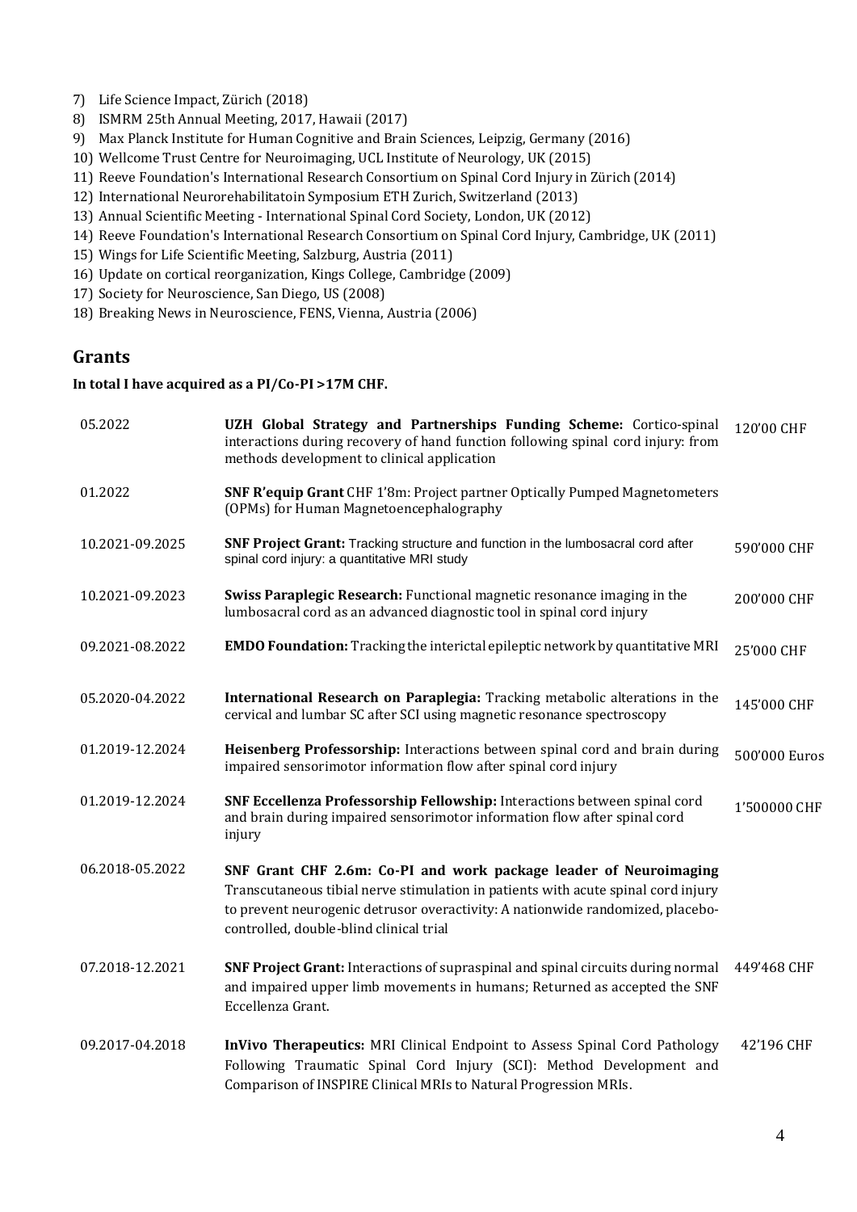7) Life Science Impact, Zürich (2018)
8) ISMRM 25th Annual Meeting, 2017, Hawaii (2017)
9) Max Planck Institute for Human Cognitive and Brain Sciences, Leipzig, Germany (2016)
10) Wellcome Trust Centre for Neuroimaging, UCL Institute of Neurology, UK (2015)
11) Reeve Foundation's International Research Consortium on Spinal Cord Injury in Zürich (2014)
12) International Neurorehabilitatoin Symposium ETH Zurich, Switzerland (2013)
13) Annual Scientific Meeting - International Spinal Cord Society, London, UK (2012)
14) Reeve Foundation's International Research Consortium on Spinal Cord Injury, Cambridge, UK (2011)
15) Wings for Life Scientific Meeting, Salzburg, Austria (2011)
16) Update on cortical reorganization, Kings College, Cambridge (2009)
17) Society for Neuroscience, San Diego, US (2008)
18) Breaking News in Neuroscience, FENS, Vienna, Austria (2006)

## Grants

**In total I have acquired as a PI/Co-PI >17M CHF.**

| | | |
|---|---|---|
| 05.2022 | **UZH Global Strategy and Partnerships Funding Scheme:** Cortico-spinal interactions during recovery of hand function following spinal cord injury: from methods development to clinical application | 120'00 CHF |
| 01.2022 | **SNF R'equip Grant** CHF 1'8m: Project partner Optically Pumped Magnetometers (OPMs) for Human Magnetoencephalography | |
| 10.2021-09.2025 | **SNF Project Grant:** Tracking structure and function in the lumbosacral cord after spinal cord injury: a quantitative MRI study | 590'000 CHF |
| 10.2021-09.2023 | **Swiss Paraplegic Research:** Functional magnetic resonance imaging in the lumbosacral cord as an advanced diagnostic tool in spinal cord injury | 200'000 CHF |
| 09.2021-08.2022 | **EMDO Foundation:** Tracking the interictal epileptic network by quantitative MRI | 25'000 CHF |
| 05.2020-04.2022 | **International Research on Paraplegia:** Tracking metabolic alterations in the cervical and lumbar SC after SCI using magnetic resonance spectroscopy | 145'000 CHF |
| 01.2019-12.2024 | **Heisenberg Professorship:** Interactions between spinal cord and brain during impaired sensorimotor information flow after spinal cord injury | 500'000 Euros |
| 01.2019-12.2024 | **SNF Eccellenza Professorship Fellowship:** Interactions between spinal cord and brain during impaired sensorimotor information flow after spinal cord injury | 1'500000 CHF |
| 06.2018-05.2022 | **SNF Grant CHF 2.6m: Co-PI and work package leader of Neuroimaging** Transcutaneous tibial nerve stimulation in patients with acute spinal cord injury to prevent neurogenic detrusor overactivity: A nationwide randomized, placebo-controlled, double-blind clinical trial | |
| 07.2018-12.2021 | **SNF Project Grant:** Interactions of supraspinal and spinal circuits during normal and impaired upper limb movements in humans; Returned as accepted the SNF Eccellenza Grant. | 449'468 CHF |
| 09.2017-04.2018 | **InVivo Therapeutics:** MRI Clinical Endpoint to Assess Spinal Cord Pathology Following Traumatic Spinal Cord Injury (SCI): Method Development and Comparison of INSPIRE Clinical MRIs to Natural Progression MRIs. | 42'196 CHF |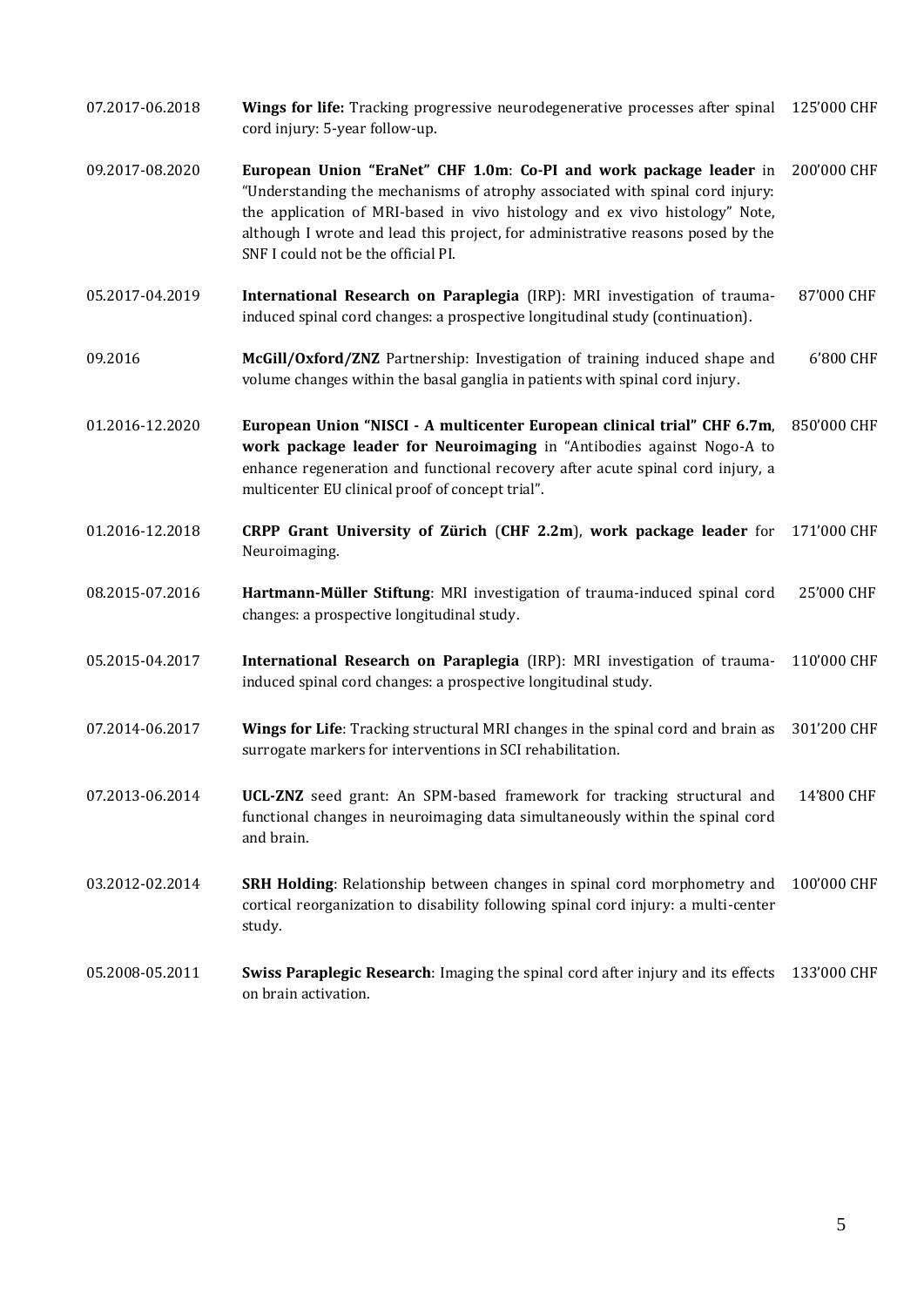| | | |
|---|---|---|
| 07.2017-06.2018 | **Wings for life:** Tracking progressive neurodegenerative processes after spinal cord injury: 5-year follow-up. | 125'000 CHF |
| 09.2017-08.2020 | **European Union "EraNet" CHF 1.0m**: **Co-PI and work package leader** in "Understanding the mechanisms of atrophy associated with spinal cord injury: the application of MRI-based in vivo histology and ex vivo histology" Note, although I wrote and lead this project, for administrative reasons posed by the SNF I could not be the official PI. | 200'000 CHF |
| 05.2017-04.2019 | **International Research on Paraplegia** (IRP): MRI investigation of trauma-induced spinal cord changes: a prospective longitudinal study (continuation). | 87'000 CHF |
| 09.2016 | **McGill/Oxford/ZNZ** Partnership: Investigation of training induced shape and volume changes within the basal ganglia in patients with spinal cord injury. | 6'800 CHF |
| 01.2016-12.2020 | **European Union "NISCI - A multicenter European clinical trial" CHF 6.7m**, **work package leader for Neuroimaging** in "Antibodies against Nogo-A to enhance regeneration and functional recovery after acute spinal cord injury, a multicenter EU clinical proof of concept trial". | 850'000 CHF |
| 01.2016-12.2018 | **CRPP Grant University of Zürich** (**CHF 2.2m**), **work package leader** for Neuroimaging. | 171'000 CHF |
| 08.2015-07.2016 | **Hartmann-Müller Stiftung**: MRI investigation of trauma-induced spinal cord changes: a prospective longitudinal study. | 25'000 CHF |
| 05.2015-04.2017 | **International Research on Paraplegia** (IRP): MRI investigation of trauma-induced spinal cord changes: a prospective longitudinal study. | 110'000 CHF |
| 07.2014-06.2017 | **Wings for Life**: Tracking structural MRI changes in the spinal cord and brain as surrogate markers for interventions in SCI rehabilitation. | 301'200 CHF |
| 07.2013-06.2014 | **UCL-ZNZ** seed grant: An SPM-based framework for tracking structural and functional changes in neuroimaging data simultaneously within the spinal cord and brain. | 14'800 CHF |
| 03.2012-02.2014 | **SRH Holding**: Relationship between changes in spinal cord morphometry and cortical reorganization to disability following spinal cord injury: a multi-center study. | 100'000 CHF |
| 05.2008-05.2011 | **Swiss Paraplegic Research**: Imaging the spinal cord after injury and its effects on brain activation. | 133'000 CHF |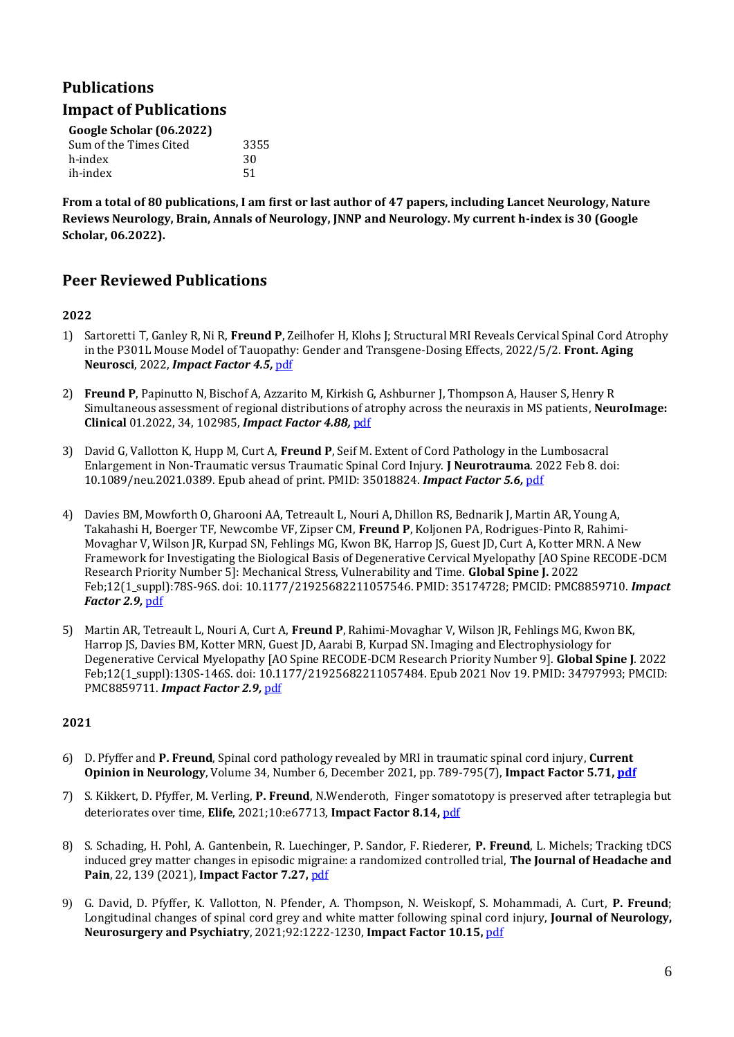## Publications

## Impact of Publications

| Google Scholar (06.2022) | |
|---|---|
| Sum of the Times Cited | 3355 |
| h-index | 30 |
| ih-index | 51 |

**From a total of 80 publications, I am first or last author of 47 papers, including Lancet Neurology, Nature Reviews Neurology, Brain, Annals of Neurology, JNNP and Neurology. My current h-index is 30 (Google Scholar, 06.2022).**

## Peer Reviewed Publications

### 2022

1) Sartoretti T, Ganley R, Ni R, **Freund P**, Zeilhofer H, Klohs J; Structural MRI Reveals Cervical Spinal Cord Atrophy in the P301L Mouse Model of Tauopathy: Gender and Transgene-Dosing Effects, 2022/5/2. **Front. Aging Neurosci**, 2022, ***Impact Factor 4.5,*** pdf

2) **Freund P**, Papinutto N, Bischof A, Azzarito M, Kirkish G, Ashburner J, Thompson A, Hauser S, Henry R Simultaneous assessment of regional distributions of atrophy across the neuraxis in MS patients, **NeuroImage: Clinical** 01.2022, 34, 102985, ***Impact Factor 4.88,*** pdf

3) David G, Vallotton K, Hupp M, Curt A, **Freund P**, Seif M. Extent of Cord Pathology in the Lumbosacral Enlargement in Non-Traumatic versus Traumatic Spinal Cord Injury. **J Neurotrauma**. 2022 Feb 8. doi: 10.1089/neu.2021.0389. Epub ahead of print. PMID: 35018824. ***Impact Factor 5.6,*** pdf

4) Davies BM, Mowforth O, Gharooni AA, Tetreault L, Nouri A, Dhillon RS, Bednarik J, Martin AR, Young A, Takahashi H, Boerger TF, Newcombe VF, Zipser CM, **Freund P**, Koljonen PA, Rodrigues-Pinto R, Rahimi-Movaghar V, Wilson JR, Kurpad SN, Fehlings MG, Kwon BK, Harrop JS, Guest JD, Curt A, Kotter MRN. A New Framework for Investigating the Biological Basis of Degenerative Cervical Myelopathy [AO Spine RECODE-DCM Research Priority Number 5]: Mechanical Stress, Vulnerability and Time. **Global Spine J.** 2022 Feb;12(1_suppl):78S-96S. doi: 10.1177/21925682211057546. PMID: 35174728; PMCID: PMC8859710. ***Impact Factor 2.9,*** pdf

5) Martin AR, Tetreault L, Nouri A, Curt A, **Freund P**, Rahimi-Movaghar V, Wilson JR, Fehlings MG, Kwon BK, Harrop JS, Davies BM, Kotter MRN, Guest JD, Aarabi B, Kurpad SN. Imaging and Electrophysiology for Degenerative Cervical Myelopathy [AO Spine RECODE-DCM Research Priority Number 9]. **Global Spine J**. 2022 Feb;12(1_suppl):130S-146S. doi: 10.1177/21925682211057484. Epub 2021 Nov 19. PMID: 34797993; PMCID: PMC8859711. ***Impact Factor 2.9,*** pdf

### 2021

6) D. Pfyffer and **P. Freund**, Spinal cord pathology revealed by MRI in traumatic spinal cord injury, **Current Opinion in Neurology**, Volume 34, Number 6, December 2021, pp. 789-795(7), **Impact Factor 5.71, pdf**

7) S. Kikkert, D. Pfyffer, M. Verling, **P. Freund**, N.Wenderoth, Finger somatotopy is preserved after tetraplegia but deteriorates over time, **Elife**, 2021;10:e67713, **Impact Factor 8.14,** pdf

8) S. Schading, H. Pohl, A. Gantenbein, R. Luechinger, P. Sandor, F. Riederer, **P. Freund**, L. Michels; Tracking tDCS induced grey matter changes in episodic migraine: a randomized controlled trial, **The Journal of Headache and Pain**, 22, 139 (2021), **Impact Factor 7.27,** pdf

9) G. David, D. Pfyffer, K. Vallotton, N. Pfender, A. Thompson, N. Weiskopf, S. Mohammadi, A. Curt, **P. Freund**; Longitudinal changes of spinal cord grey and white matter following spinal cord injury, **Journal of Neurology, Neurosurgery and Psychiatry**, 2021;92:1222-1230, **Impact Factor 10.15,** pdf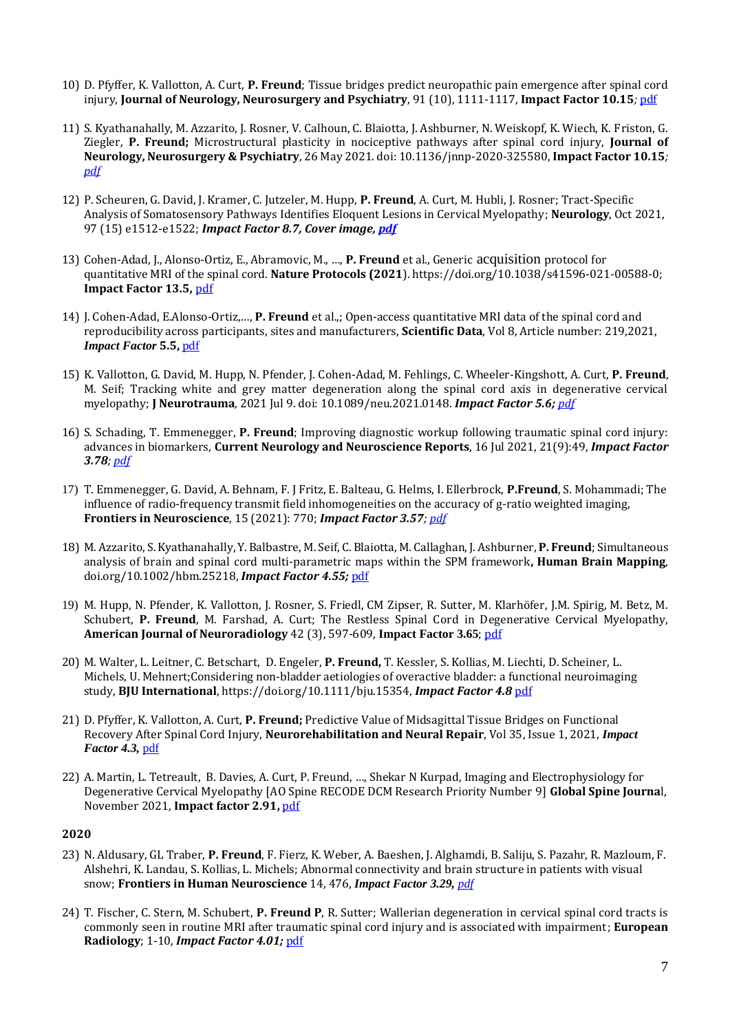10) D. Pfyffer, K. Vallotton, A. Curt, **P. Freund**; Tissue bridges predict neuropathic pain emergence after spinal cord injury, **Journal of Neurology, Neurosurgery and Psychiatry**, 91 (10), 1111-1117, **Impact Factor 10.15**; pdf

11) S. Kyathanahally, M. Azzarito, J. Rosner, V. Calhoun, C. Blaiotta, J. Ashburner, N. Weiskopf, K. Wiech, K. Friston, G. Ziegler, **P. Freund;** Microstructural plasticity in nociceptive pathways after spinal cord injury, **Journal of Neurology, Neurosurgery & Psychiatry**, 26 May 2021. doi: 10.1136/jnnp-2020-325580, **Impact Factor 10.15**; *pdf*

12) P. Scheuren, G. David, J. Kramer, C. Jutzeler, M. Hupp, **P. Freund**, A. Curt, M. Hubli, J. Rosner; Tract-Specific Analysis of Somatosensory Pathways Identifies Eloquent Lesions in Cervical Myelopathy; **Neurology**, Oct 2021, 97 (15) e1512-e1522; ***Impact Factor 8.7, Cover image, pdf***

13) Cohen-Adad, J., Alonso-Ortiz, E., Abramovic, M., …, **P. Freund** et al., Generic acquisition protocol for quantitative MRI of the spinal cord. **Nature Protocols (2021**). https://doi.org/10.1038/s41596-021-00588-0; **Impact Factor 13.5,** pdf

14) J. Cohen-Adad, E.Alonso-Ortiz,…, **P. Freund** et al.,; Open-access quantitative MRI data of the spinal cord and reproducibility across participants, sites and manufacturers, **Scientific Data**, Vol 8, Article number: 219,2021, ***Impact Factor* 5.5,** pdf

15) K. Vallotton, G. David, M. Hupp, N. Pfender, J. Cohen-Adad, M. Fehlings, C. Wheeler-Kingshott, A. Curt, **P. Freund**, M. Seif; Tracking white and grey matter degeneration along the spinal cord axis in degenerative cervical myelopathy; **J Neurotrauma**, 2021 Jul 9. doi: 10.1089/neu.2021.0148. ***Impact Factor 5.6; pdf***

16) S. Schading, T. Emmenegger, **P. Freund**; Improving diagnostic workup following traumatic spinal cord injury: advances in biomarkers, **Current Neurology and Neuroscience Reports**, 16 Jul 2021, 21(9):49, ***Impact Factor 3.78; pdf***

17) T. Emmenegger, G. David, A. Behnam, F. J Fritz, E. Balteau, G. Helms, I. Ellerbrock, **P.Freund**, S. Mohammadi; The influence of radio-frequency transmit field inhomogeneities on the accuracy of g-ratio weighted imaging, **Frontiers in Neuroscience**, 15 (2021): 770; ***Impact Factor 3.57; pdf***

18) M. Azzarito, S. Kyathanahally, Y. Balbastre, M. Seif, C. Blaiotta, M. Callaghan, J. Ashburner, **P. Freund**; Simultaneous analysis of brain and spinal cord multi-parametric maps within the SPM framework**, Human Brain Mapping**, doi.org/10.1002/hbm.25218, ***Impact Factor 4.55;*** pdf

19) M. Hupp, N. Pfender, K. Vallotton, J. Rosner, S. Friedl, CM Zipser, R. Sutter, M. Klarhöfer, J.M. Spirig, M. Betz, M. Schubert, **P. Freund**, M. Farshad, A. Curt; The Restless Spinal Cord in Degenerative Cervical Myelopathy, **American Journal of Neuroradiology** 42 (3), 597-609, **Impact Factor 3.65**; pdf

20) M. Walter, L. Leitner, C. Betschart, D. Engeler, **P. Freund,** T. Kessler, S. Kollias, M. Liechti, D. Scheiner, L. Michels, U. Mehnert;Considering non-bladder aetiologies of overactive bladder: a functional neuroimaging study, **BJU International**, https://doi.org/10.1111/bju.15354, ***Impact Factor 4.8*** pdf

21) D. Pfyffer, K. Vallotton, A. Curt, **P. Freund;** Predictive Value of Midsagittal Tissue Bridges on Functional Recovery After Spinal Cord Injury, **Neurorehabilitation and Neural Repair**, Vol 35, Issue 1, 2021, ***Impact Factor 4.3,*** pdf

22) A. Martin, L. Tetreault, B. Davies, A. Curt, P. Freund, …, Shekar N Kurpad, Imaging and Electrophysiology for Degenerative Cervical Myelopathy [AO Spine RECODE DCM Research Priority Number 9] **Global Spine Journa**l, November 2021, **Impact factor 2.91,** pdf

**2020**

23) N. Aldusary, GL Traber, **P. Freund**, F. Fierz, K. Weber, A. Baeshen, J. Alghamdi, B. Saliju, S. Pazahr, R. Mazloum, F. Alshehri, K. Landau, S. Kollias, L. Michels; Abnormal connectivity and brain structure in patients with visual snow; **Frontiers in Human Neuroscience** 14, 476, ***Impact Factor 3.29, pdf***

24) T. Fischer, C. Stern, M. Schubert, **P. Freund P**, R. Sutter; Wallerian degeneration in cervical spinal cord tracts is commonly seen in routine MRI after traumatic spinal cord injury and is associated with impairment; **European Radiology**; 1-10, ***Impact Factor 4.01;*** pdf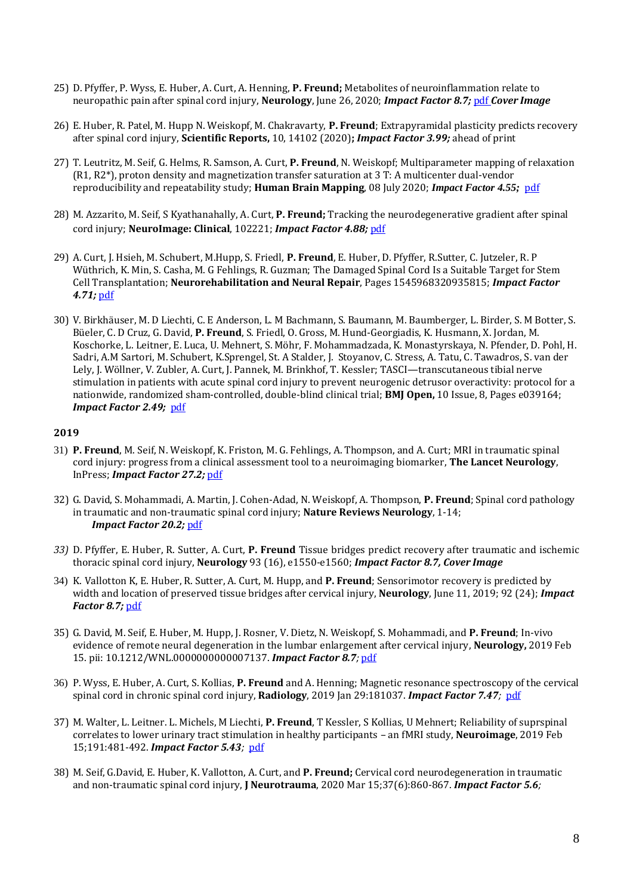25) D. Pfyffer, P. Wyss, E. Huber, A. Curt, A. Henning, **P. Freund;** Metabolites of neuroinflammation relate to neuropathic pain after spinal cord injury, **Neurology**, June 26, 2020; ***Impact Factor 8.7;*** pdf ***Cover Image***

26) E. Huber, R. Patel, M. Hupp N. Weiskopf, M. Chakravarty, **P. Freund**; Extrapyramidal plasticity predicts recovery after spinal cord injury, **Scientific Reports,** 10, 14102 (2020)**;** ***Impact Factor 3.99;*** ahead of print

27) T. Leutritz, M. Seif, G. Helms, R. Samson, A. Curt, **P. Freund**, N. Weiskopf; Multiparameter mapping of relaxation (R1, R2*), proton density and magnetization transfer saturation at 3 T: A multicenter dual-vendor reproducibility and repeatability study; **Human Brain Mapping**, 08 July 2020; ***Impact Factor 4.55;*** pdf

28) M. Azzarito, M. Seif, S Kyathanahally, A. Curt, **P. Freund;** Tracking the neurodegenerative gradient after spinal cord injury; **NeuroImage: Clinical**, 102221; ***Impact Factor 4.88;*** pdf

29) A. Curt, J. Hsieh, M. Schubert, M.Hupp, S. Friedl, **P. Freund**, E. Huber, D. Pfyffer, R.Sutter, C. Jutzeler, R. P Wüthrich, K. Min, S. Casha, M. G Fehlings, R. Guzman; The Damaged Spinal Cord Is a Suitable Target for Stem Cell Transplantation; **Neurorehabilitation and Neural Repair**, Pages 1545968320935815; ***Impact Factor 4.71;*** pdf

30) V. Birkhäuser, M. D Liechti, C. E Anderson, L. M Bachmann, S. Baumann, M. Baumberger, L. Birder, S. M Botter, S. Büeler, C. D Cruz, G. David, **P. Freund**, S. Friedl, O. Gross, M. Hund-Georgiadis, K. Husmann, X. Jordan, M. Koschorke, L. Leitner, E. Luca, U. Mehnert, S. Möhr, F. Mohammadzada, K. Monastyrskaya, N. Pfender, D. Pohl, H. Sadri, A.M Sartori, M. Schubert, K.Sprengel, St. A Stalder, J. Stoyanov, C. Stress, A. Tatu, C. Tawadros, S. van der Lely, J. Wöllner, V. Zubler, A. Curt, J. Pannek, M. Brinkhof, T. Kessler; TASCI—transcutaneous tibial nerve stimulation in patients with acute spinal cord injury to prevent neurogenic detrusor overactivity: protocol for a nationwide, randomized sham-controlled, double-blind clinical trial; **BMJ Open,** 10 Issue, 8, Pages e039164; ***Impact Factor 2.49;*** pdf

**2019**

31) **P. Freund**, M. Seif, N. Weiskopf, K. Friston, M. G. Fehlings, A. Thompson, and A. Curt; MRI in traumatic spinal cord injury: progress from a clinical assessment tool to a neuroimaging biomarker, **The Lancet Neurology**, InPress; ***Impact Factor 27.2;*** pdf

32) G. David, S. Mohammadi, A. Martin, J. Cohen-Adad, N. Weiskopf, A. Thompson, **P. Freund**; Spinal cord pathology in traumatic and non-traumatic spinal cord injury; **Nature Reviews Neurology**, 1-14; ***Impact Factor 20.2;*** pdf

33) D. Pfyffer, E. Huber, R. Sutter, A. Curt, **P. Freund** Tissue bridges predict recovery after traumatic and ischemic thoracic spinal cord injury, **Neurology** 93 (16), e1550-e1560; ***Impact Factor 8.7, Cover Image***

34) K. Vallotton K, E. Huber, R. Sutter, A. Curt, M. Hupp, and **P. Freund**; Sensorimotor recovery is predicted by width and location of preserved tissue bridges after cervical injury, **Neurology**, June 11, 2019; 92 (24); ***Impact Factor 8.7;*** pdf

35) G. David, M. Seif, E. Huber, M. Hupp, J. Rosner, V. Dietz, N. Weiskopf, S. Mohammadi, and **P. Freund**; In-vivo evidence of remote neural degeneration in the lumbar enlargement after cervical injury, **Neurology,** 2019 Feb 15. pii: 10.1212/WNL.0000000000007137. ***Impact Factor 8.7;*** pdf

36) P. Wyss, E. Huber, A. Curt, S. Kollias, **P. Freund** and A. Henning; Magnetic resonance spectroscopy of the cervical spinal cord in chronic spinal cord injury, **Radiology**, 2019 Jan 29:181037. ***Impact Factor 7.47;*** pdf

37) M. Walter, L. Leitner. L. Michels, M Liechti, **P. Freund**, T Kessler, S Kollias, U Mehnert; Reliability of suprspinal correlates to lower urinary tract stimulation in healthy participants – an fMRI study, **Neuroimage**, 2019 Feb 15;191:481-492. ***Impact Factor 5.43;*** pdf

38) M. Seif, G.David, E. Huber, K. Vallotton, A. Curt, and **P. Freund;** Cervical cord neurodegeneration in traumatic and non-traumatic spinal cord injury, **J Neurotrauma**, 2020 Mar 15;37(6):860-867. ***Impact Factor 5.6;***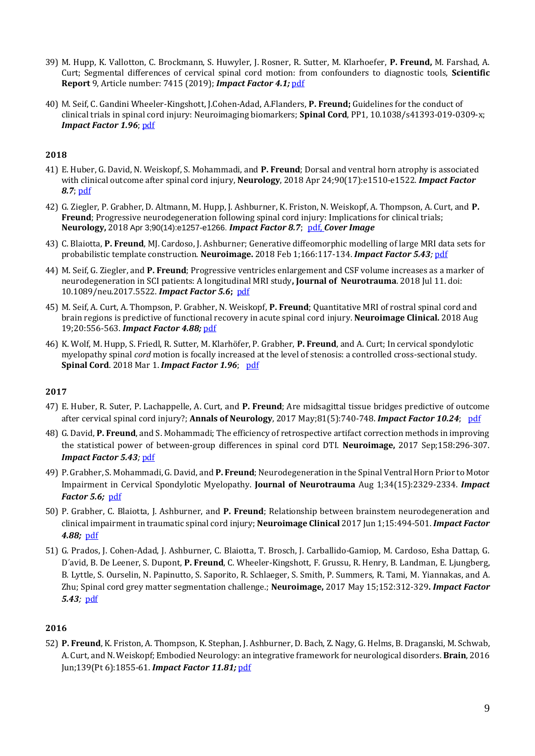39) M. Hupp, K. Vallotton, C. Brockmann, S. Huwyler, J. Rosner, R. Sutter, M. Klarhoefer, **P. Freund,** M. Farshad, A. Curt; Segmental differences of cervical spinal cord motion: from confounders to diagnostic tools, **Scientific Report** 9, Article number: 7415 (2019); ***Impact Factor 4.1;*** pdf

40) M. Seif, C. Gandini Wheeler-Kingshott, J.Cohen-Adad, A.Flanders, **P. Freund;** Guidelines for the conduct of clinical trials in spinal cord injury: Neuroimaging biomarkers; **Spinal Cord**, PP1, 10.1038/s41393-019-0309-x; ***Impact Factor 1.96***; pdf

## 2018

41) E. Huber, G. David, N. Weiskopf, S. Mohammadi, and **P. Freund**; Dorsal and ventral horn atrophy is associated with clinical outcome after spinal cord injury, **Neurology**, 2018 Apr 24;90(17):e1510-e1522. ***Impact Factor 8.7***; pdf

42) G. Ziegler, P. Grabher, D. Altmann, M. Hupp, J. Ashburner, K. Friston, N. Weiskopf, A. Thompson, A. Curt, and **P. Freund**; Progressive neurodegeneration following spinal cord injury: Implications for clinical trials; **Neurology,** 2018 Apr 3;90(14):e1257-e1266. ***Impact Factor 8.7***; pdf, ***Cover Image***

43) C. Blaiotta, **P. Freund**, MJ. Cardoso, J. Ashburner; Generative diffeomorphic modelling of large MRI data sets for probabilistic template construction. **Neuroimage.** 2018 Feb 1;166:117-134. ***Impact Factor 5.43;*** pdf

44) M. Seif, G. Ziegler, and **P. Freund**; Progressive ventricles enlargement and CSF volume increases as a marker of neurodegeneration in SCI patients: A longitudinal MRI study**, Journal of Neurotrauma**. 2018 Jul 11. doi: 10.1089/neu.2017.5522. ***Impact Factor 5.6*****;** pdf

45) M. Seif, A. Curt, A. Thompson, P. Grabher, N. Weiskopf, **P. Freund**; Quantitative MRI of rostral spinal cord and brain regions is predictive of functional recovery in acute spinal cord injury. **Neuroimage Clinical.** 2018 Aug 19;20:556-563. ***Impact Factor 4.88;*** pdf

46) K. Wolf, M. Hupp, S. Friedl, R. Sutter, M. Klarhöfer, P. Grabher, **P. Freund**, and A. Curt; In cervical spondylotic myelopathy spinal *cord* motion is focally increased at the level of stenosis: a controlled cross-sectional study. **Spinal Cord**. 2018 Mar 1. ***Impact Factor 1.96***; pdf

## 2017

47) E. Huber, R. Suter, P. Lachappelle, A. Curt, and **P. Freund**; Are midsagittal tissue bridges predictive of outcome after cervical spinal cord injury?; **Annals of Neurology**, 2017 May;81(5):740-748. ***Impact Factor 10.24***; pdf

48) G. David, **P. Freund**, and S. Mohammadi; The efficiency of retrospective artifact correction methods in improving the statistical power of between-group differences in spinal cord DTI. **Neuroimage,** 2017 Sep;158:296-307. ***Impact Factor 5.43;*** pdf

49) P. Grabher, S. Mohammadi, G. David, and **P. Freund**; Neurodegeneration in the Spinal Ventral Horn Prior to Motor Impairment in Cervical Spondylotic Myelopathy. **Journal of Neurotrauma** Aug 1;34(15):2329-2334. ***Impact Factor 5.6;*** pdf

50) P. Grabher, C. Blaiotta, J. Ashburner, and **P. Freund**; Relationship between brainstem neurodegeneration and clinical impairment in traumatic spinal cord injury; **Neuroimage Clinical** 2017 Jun 1;15:494-501. ***Impact Factor 4.88;*** pdf

51) G. Prados, J. Cohen-Adad, J. Ashburner, C. Blaiotta, T. Brosch, J. Carballido-Gamiop, M. Cardoso, Esha Dattap, G. D´avid, B. De Leener, S. Dupont, **P. Freund**, C. Wheeler-Kingshott, F. Grussu, R. Henry, B. Landman, E. Ljungberg, B. Lyttle, S. Ourselin, N. Papinutto, S. Saporito, R. Schlaeger, S. Smith, P. Summers, R. Tami, M. Yiannakas, and A. Zhu; Spinal cord grey matter segmentation challenge.; **Neuroimage,** 2017 May 15;152:312-329**.** ***Impact Factor 5.43;*** pdf

## 2016

52) **P. Freund**, K. Friston, A. Thompson, K. Stephan, J. Ashburner, D. Bach, Z. Nagy, G. Helms, B. Draganski, M. Schwab, A. Curt, and N. Weiskopf; Embodied Neurology: an integrative framework for neurological disorders. **Brain**, 2016 Jun;139(Pt 6):1855-61. ***Impact Factor 11.81;*** pdf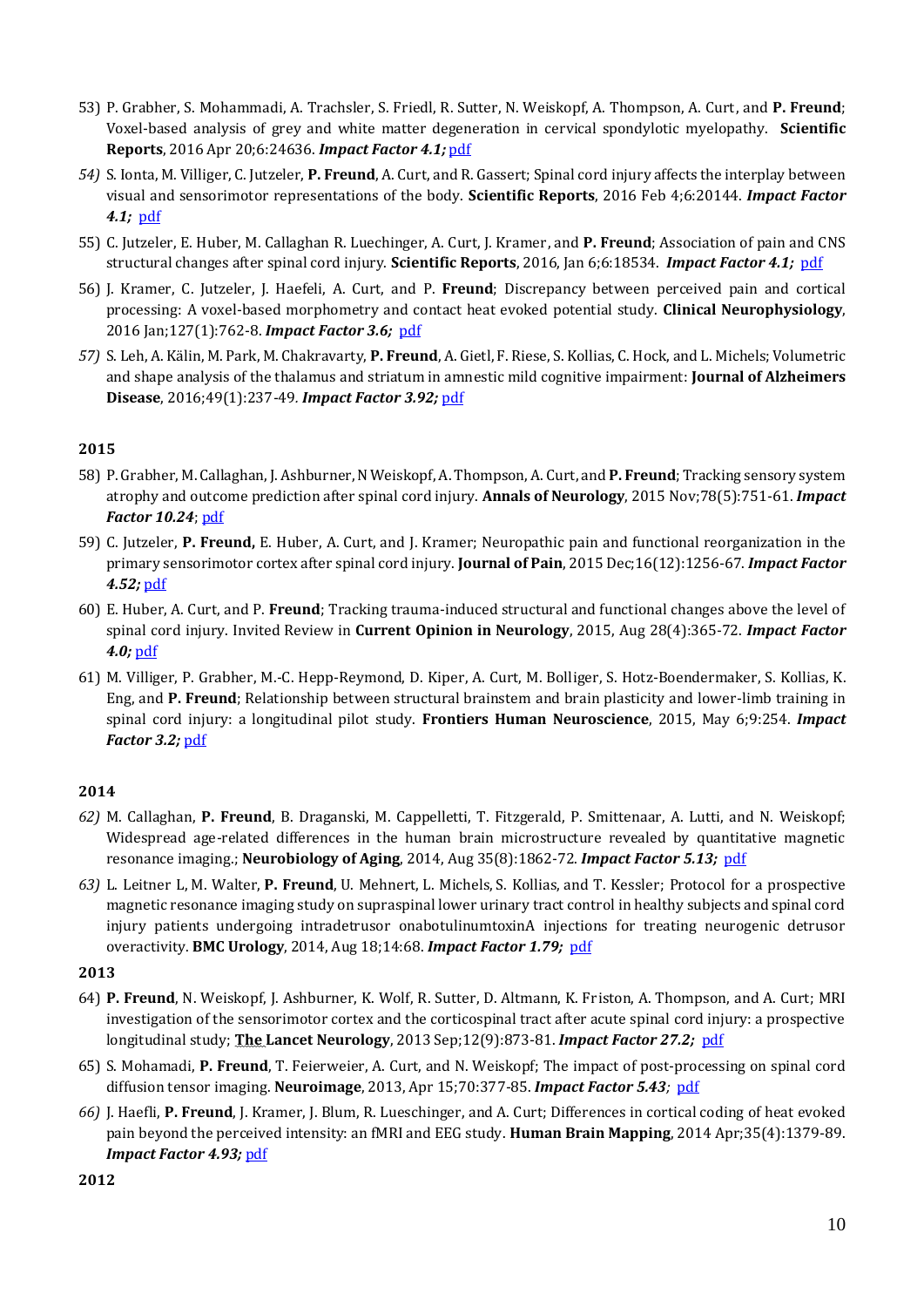53) P. Grabher, S. Mohammadi, A. Trachsler, S. Friedl, R. Sutter, N. Weiskopf, A. Thompson, A. Curt, and **P. Freund**; Voxel-based analysis of grey and white matter degeneration in cervical spondylotic myelopathy. **Scientific Reports**, 2016 Apr 20;6:24636. ***Impact Factor 4.1;*** pdf

54) S. Ionta, M. Villiger, C. Jutzeler, **P. Freund**, A. Curt, and R. Gassert; Spinal cord injury affects the interplay between visual and sensorimotor representations of the body. **Scientific Reports**, 2016 Feb 4;6:20144. ***Impact Factor 4.1;*** pdf

55) C. Jutzeler, E. Huber, M. Callaghan R. Luechinger, A. Curt, J. Kramer, and **P. Freund**; Association of pain and CNS structural changes after spinal cord injury. **Scientific Reports**, 2016, Jan 6;6:18534. ***Impact Factor 4.1;*** pdf

56) J. Kramer, C. Jutzeler, J. Haefeli, A. Curt, and P. **Freund**; Discrepancy between perceived pain and cortical processing: A voxel-based morphometry and contact heat evoked potential study. **Clinical Neurophysiology**, 2016 Jan;127(1):762-8. ***Impact Factor 3.6;*** pdf

57) S. Leh, A. Kälin, M. Park, M. Chakravarty, **P. Freund**, A. Gietl, F. Riese, S. Kollias, C. Hock, and L. Michels; Volumetric and shape analysis of the thalamus and striatum in amnestic mild cognitive impairment: **Journal of Alzheimers Disease**, 2016;49(1):237-49. ***Impact Factor 3.92;*** pdf

**2015**

58) P. Grabher, M. Callaghan, J. Ashburner, N Weiskopf, A. Thompson, A. Curt, and **P. Freund**; Tracking sensory system atrophy and outcome prediction after spinal cord injury. **Annals of Neurology**, 2015 Nov;78(5):751-61. ***Impact Factor 10.24***; pdf

59) C. Jutzeler, **P. Freund,** E. Huber, A. Curt, and J. Kramer; Neuropathic pain and functional reorganization in the primary sensorimotor cortex after spinal cord injury. **Journal of Pain**, 2015 Dec;16(12):1256-67. ***Impact Factor 4.52;*** pdf

60) E. Huber, A. Curt, and P. **Freund**; Tracking trauma-induced structural and functional changes above the level of spinal cord injury. Invited Review in **Current Opinion in Neurology**, 2015, Aug 28(4):365-72. ***Impact Factor 4.0;*** pdf

61) M. Villiger, P. Grabher, M.-C. Hepp-Reymond, D. Kiper, A. Curt, M. Bolliger, S. Hotz-Boendermaker, S. Kollias, K. Eng, and **P. Freund**; Relationship between structural brainstem and brain plasticity and lower-limb training in spinal cord injury: a longitudinal pilot study. **Frontiers Human Neuroscience**, 2015, May 6;9:254. ***Impact Factor 3.2;*** pdf

**2014**

62) M. Callaghan, **P. Freund**, B. Draganski, M. Cappelletti, T. Fitzgerald, P. Smittenaar, A. Lutti, and N. Weiskopf; Widespread age-related differences in the human brain microstructure revealed by quantitative magnetic resonance imaging.; **Neurobiology of Aging**, 2014, Aug 35(8):1862-72. ***Impact Factor 5.13;*** pdf

63) L. Leitner L, M. Walter, **P. Freund**, U. Mehnert, L. Michels, S. Kollias, and T. Kessler; Protocol for a prospective magnetic resonance imaging study on supraspinal lower urinary tract control in healthy subjects and spinal cord injury patients undergoing intradetrusor onabotulinumtoxinA injections for treating neurogenic detrusor overactivity. **BMC Urology**, 2014, Aug 18;14:68. ***Impact Factor 1.79;*** pdf

**2013**

64) **P. Freund**, N. Weiskopf, J. Ashburner, K. Wolf, R. Sutter, D. Altmann, K. Friston, A. Thompson, and A. Curt; MRI investigation of the sensorimotor cortex and the corticospinal tract after acute spinal cord injury: a prospective longitudinal study; **The Lancet Neurology**, 2013 Sep;12(9):873-81. ***Impact Factor 27.2;*** pdf

65) S. Mohamadi, **P. Freund**, T. Feierweier, A. Curt, and N. Weiskopf; The impact of post-processing on spinal cord diffusion tensor imaging. **Neuroimage**, 2013, Apr 15;70:377-85. ***Impact Factor 5.43;*** pdf

66) J. Haefli, **P. Freund**, J. Kramer, J. Blum, R. Lueschinger, and A. Curt; Differences in cortical coding of heat evoked pain beyond the perceived intensity: an fMRI and EEG study. **Human Brain Mapping**, 2014 Apr;35(4):1379-89. ***Impact Factor 4.93;*** pdf

**2012**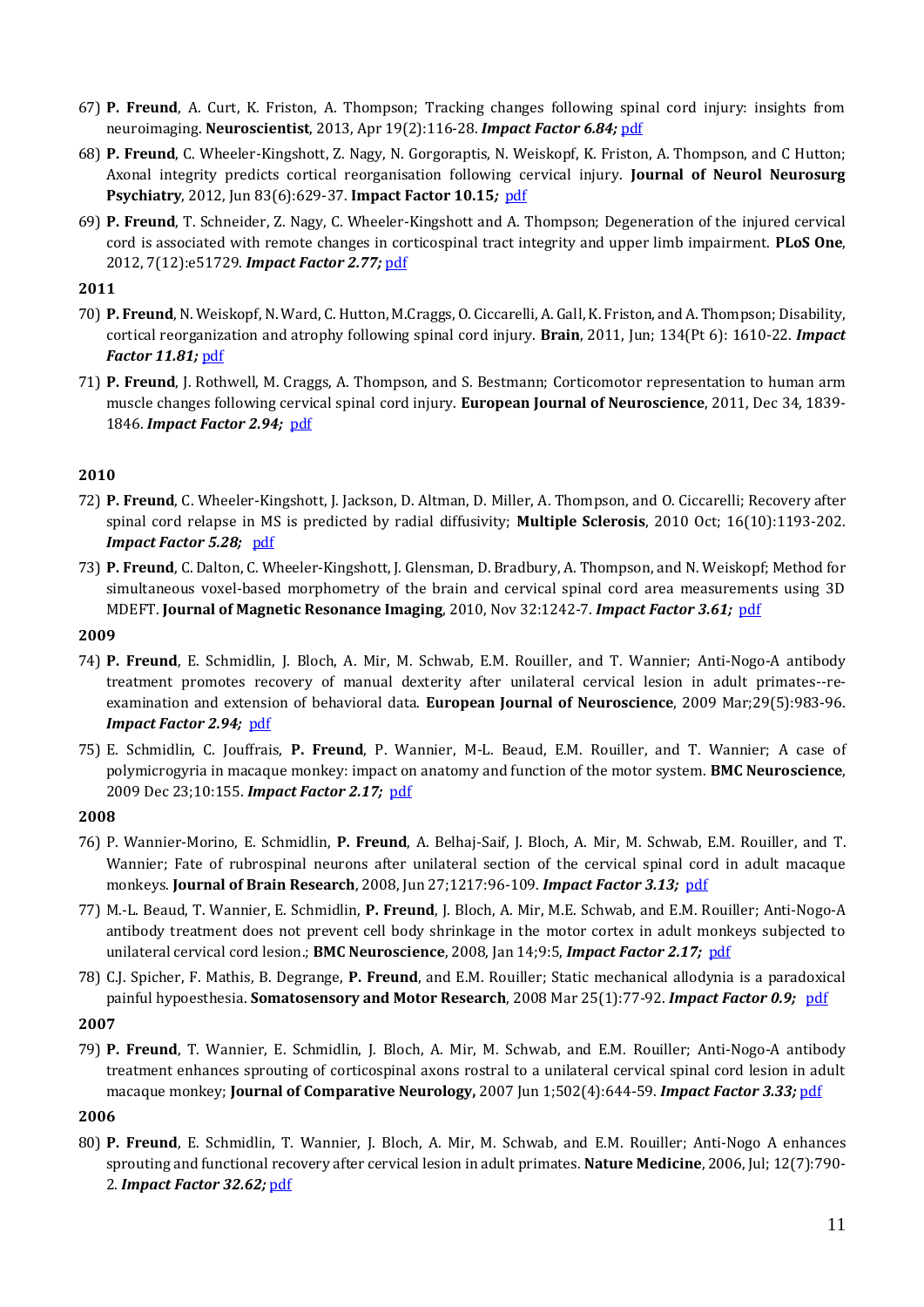67) **P. Freund**, A. Curt, K. Friston, A. Thompson; Tracking changes following spinal cord injury: insights from neuroimaging. **Neuroscientist**, 2013, Apr 19(2):116-28. ***Impact Factor 6.84;*** pdf

68) **P. Freund**, C. Wheeler-Kingshott, Z. Nagy, N. Gorgoraptis, N. Weiskopf, K. Friston, A. Thompson, and C Hutton; Axonal integrity predicts cortical reorganisation following cervical injury. **Journal of Neurol Neurosurg Psychiatry**, 2012, Jun 83(6):629-37. **Impact Factor 10.15*;*** pdf

69) **P. Freund**, T. Schneider, Z. Nagy, C. Wheeler-Kingshott and A. Thompson; Degeneration of the injured cervical cord is associated with remote changes in corticospinal tract integrity and upper limb impairment. **PLoS One**, 2012, 7(12):e51729. ***Impact Factor 2.77;*** pdf

**2011**

70) **P. Freund**, N. Weiskopf, N. Ward, C. Hutton, M.Craggs, O. Ciccarelli, A. Gall, K. Friston, and A. Thompson; Disability, cortical reorganization and atrophy following spinal cord injury. **Brain**, 2011, Jun; 134(Pt 6): 1610-22. ***Impact Factor 11.81;*** pdf

71) **P. Freund**, J. Rothwell, M. Craggs, A. Thompson, and S. Bestmann; Corticomotor representation to human arm muscle changes following cervical spinal cord injury. **European Journal of Neuroscience**, 2011, Dec 34, 1839-1846. ***Impact Factor 2.94;*** pdf

**2010**

72) **P. Freund**, C. Wheeler-Kingshott, J. Jackson, D. Altman, D. Miller, A. Thompson, and O. Ciccarelli; Recovery after spinal cord relapse in MS is predicted by radial diffusivity; **Multiple Sclerosis**, 2010 Oct; 16(10):1193-202. ***Impact Factor 5.28;*** pdf

73) **P. Freund**, C. Dalton, C. Wheeler-Kingshott, J. Glensman, D. Bradbury, A. Thompson, and N. Weiskopf; Method for simultaneous voxel-based morphometry of the brain and cervical spinal cord area measurements using 3D MDEFT. **Journal of Magnetic Resonance Imaging**, 2010, Nov 32:1242-7. ***Impact Factor 3.61;*** pdf

**2009**

74) **P. Freund**, E. Schmidlin, J. Bloch, A. Mir, M. Schwab, E.M. Rouiller, and T. Wannier; Anti-Nogo-A antibody treatment promotes recovery of manual dexterity after unilateral cervical lesion in adult primates--re-examination and extension of behavioral data. **European Journal of Neuroscience**, 2009 Mar;29(5):983-96. ***Impact Factor 2.94;*** pdf

75) E. Schmidlin, C. Jouffrais, **P. Freund**, P. Wannier, M-L. Beaud, E.M. Rouiller, and T. Wannier; A case of polymicrogyria in macaque monkey: impact on anatomy and function of the motor system. **BMC Neuroscience**, 2009 Dec 23;10:155. ***Impact Factor 2.17;*** pdf

**2008**

76) P. Wannier-Morino, E. Schmidlin, **P. Freund**, A. Belhaj-Saif, J. Bloch, A. Mir, M. Schwab, E.M. Rouiller, and T. Wannier; Fate of rubrospinal neurons after unilateral section of the cervical spinal cord in adult macaque monkeys. **Journal of Brain Research**, 2008, Jun 27;1217:96-109. ***Impact Factor 3.13;*** pdf

77) M.-L. Beaud, T. Wannier, E. Schmidlin, **P. Freund**, J. Bloch, A. Mir, M.E. Schwab, and E.M. Rouiller; Anti-Nogo-A antibody treatment does not prevent cell body shrinkage in the motor cortex in adult monkeys subjected to unilateral cervical cord lesion.; **BMC Neuroscience**, 2008, Jan 14;9:5, ***Impact Factor 2.17;*** pdf

78) C.J. Spicher, F. Mathis, B. Degrange, **P. Freund**, and E.M. Rouiller; Static mechanical allodynia is a paradoxical painful hypoesthesia. **Somatosensory and Motor Research**, 2008 Mar 25(1):77-92. ***Impact Factor 0.9;*** pdf

**2007**

79) **P. Freund**, T. Wannier, E. Schmidlin, J. Bloch, A. Mir, M. Schwab, and E.M. Rouiller; Anti-Nogo-A antibody treatment enhances sprouting of corticospinal axons rostral to a unilateral cervical spinal cord lesion in adult macaque monkey; **Journal of Comparative Neurology,** 2007 Jun 1;502(4):644-59. ***Impact Factor 3.33;*** pdf

**2006**

80) **P. Freund**, E. Schmidlin, T. Wannier, J. Bloch, A. Mir, M. Schwab, and E.M. Rouiller; Anti-Nogo A enhances sprouting and functional recovery after cervical lesion in adult primates. **Nature Medicine**, 2006, Jul; 12(7):790-2. ***Impact Factor 32.62;*** pdf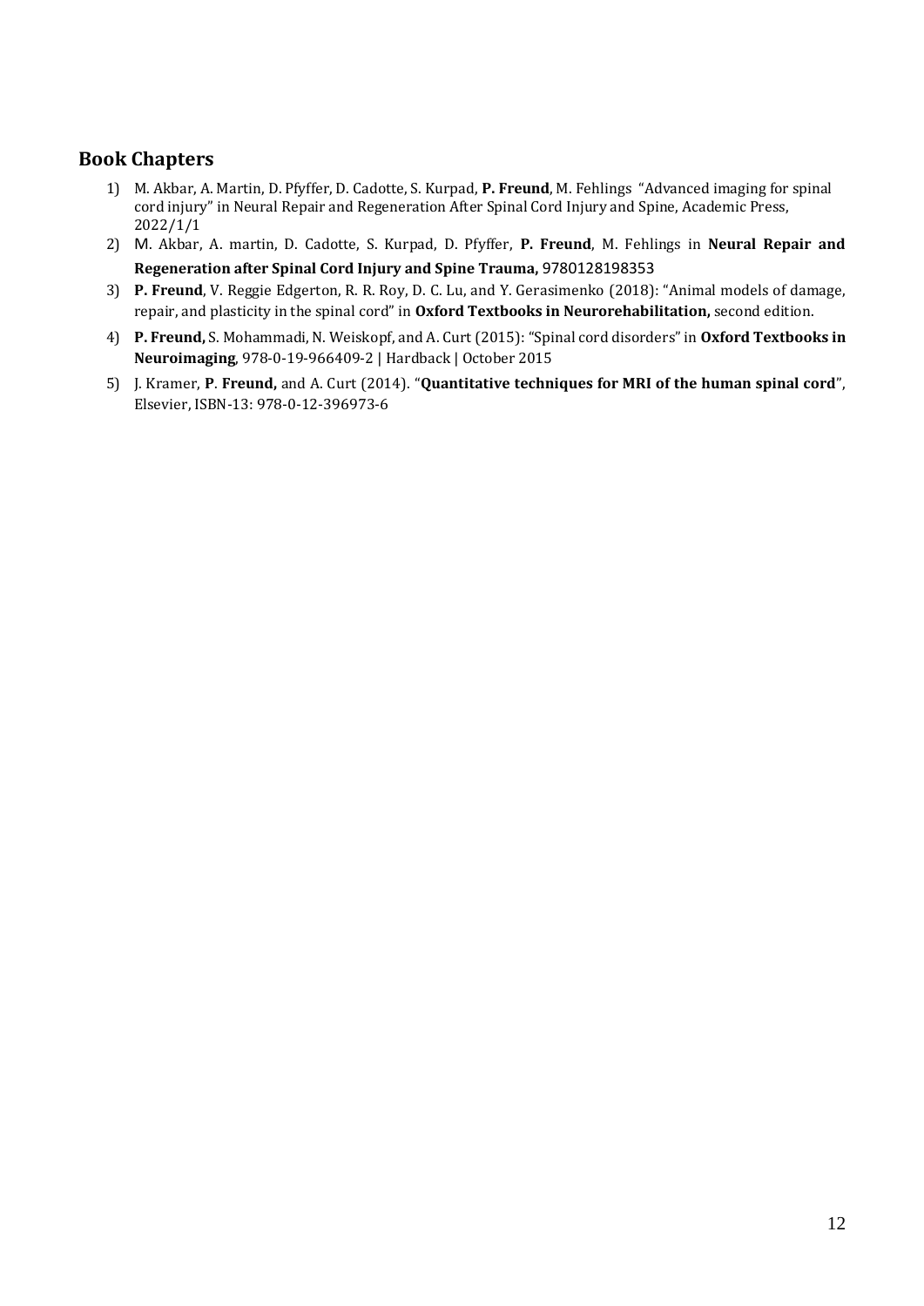## Book Chapters

1) M. Akbar, A. Martin, D. Pfyffer, D. Cadotte, S. Kurpad, **P. Freund**, M. Fehlings "Advanced imaging for spinal cord injury" in Neural Repair and Regeneration After Spinal Cord Injury and Spine, Academic Press, 2022/1/1
2) M. Akbar, A. martin, D. Cadotte, S. Kurpad, D. Pfyffer, **P. Freund**, M. Fehlings in **Neural Repair and Regeneration after Spinal Cord Injury and Spine Trauma,** 9780128198353
3) **P. Freund**, V. Reggie Edgerton, R. R. Roy, D. C. Lu, and Y. Gerasimenko (2018): "Animal models of damage, repair, and plasticity in the spinal cord" in **Oxford Textbooks in Neurorehabilitation,** second edition.
4) **P. Freund,** S. Mohammadi, N. Weiskopf, and A. Curt (2015): "Spinal cord disorders" in **Oxford Textbooks in Neuroimaging**, 978-0-19-966409-2 | Hardback | October 2015
5) J. Kramer, **P**. **Freund,** and A. Curt (2014). "**Quantitative techniques for MRI of the human spinal cord**", Elsevier, ISBN-13: 978-0-12-396973-6